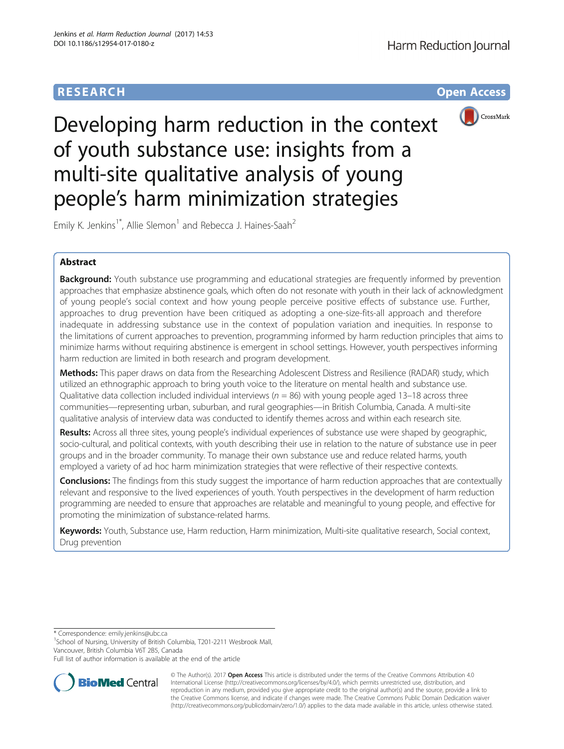RESEARCH Open Access

# Developing harm reduction in the context of youth substance use: insights from a multi-site qualitative analysis of young people's harm minimization strategies

Emily K. Jenkins[1*], Allie Slemon[1] and Rebecca J. Haines-Saah[2]

## Abstract

**Background:** Youth substance use programming and educational strategies are frequently informed by prevention approaches that emphasize abstinence goals, which often do not resonate with youth in their lack of acknowledgment of young people's social context and how young people perceive positive effects of substance use. Further, approaches to drug prevention have been critiqued as adopting a one-size-fits-all approach and therefore inadequate in addressing substance use in the context of population variation and inequities. In response to the limitations of current approaches to prevention, programming informed by harm reduction principles that aims to minimize harms without requiring abstinence is emergent in school settings. However, youth perspectives informing harm reduction are limited in both research and program development.

**Methods:** This paper draws on data from the Researching Adolescent Distress and Resilience (RADAR) study, which utilized an ethnographic approach to bring youth voice to the literature on mental health and substance use. Qualitative data collection included individual interviews ($n$ = 86) with young people aged 13–18 across three communities—representing urban, suburban, and rural geographies—in British Columbia, Canada. A multi-site qualitative analysis of interview data was conducted to identify themes across and within each research site.

**Results:** Across all three sites, young people's individual experiences of substance use were shaped by geographic, socio-cultural, and political contexts, with youth describing their use in relation to the nature of substance use in peer groups and in the broader community. To manage their own substance use and reduce related harms, youth employed a variety of ad hoc harm minimization strategies that were reflective of their respective contexts.

**Conclusions:** The findings from this study suggest the importance of harm reduction approaches that are contextually relevant and responsive to the lived experiences of youth. Youth perspectives in the development of harm reduction programming are needed to ensure that approaches are relatable and meaningful to young people, and effective for promoting the minimization of substance-related harms.

**Keywords:** Youth, Substance use, Harm reduction, Harm minimization, Multi-site qualitative research, Social context, Drug prevention

\* Correspondence: emily.jenkins@ubc.ca
[1]School of Nursing, University of British Columbia, T201-2211 Wesbrook Mall, Vancouver, British Columbia V6T 2B5, Canada
Full list of author information is available at the end of the article

© The Author(s). 2017 **Open Access** This article is distributed under the terms of the Creative Commons Attribution 4.0 International License (http://creativecommons.org/licenses/by/4.0/), which permits unrestricted use, distribution, and reproduction in any medium, provided you give appropriate credit to the original author(s) and the source, provide a link to the Creative Commons license, and indicate if changes were made. The Creative Commons Public Domain Dedication waiver (http://creativecommons.org/publicdomain/zero/1.0/) applies to the data made available in this article, unless otherwise stated.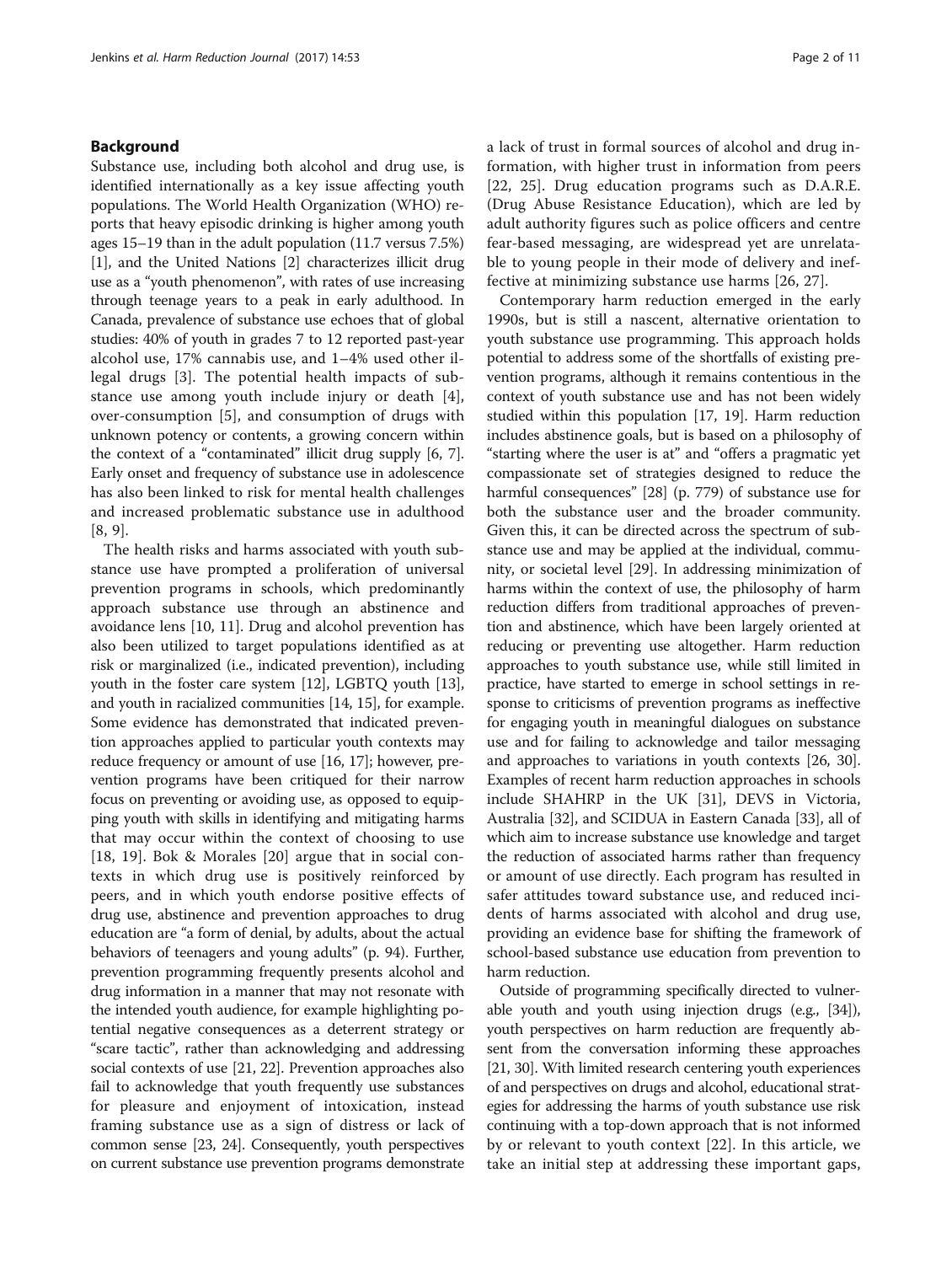## Background

Substance use, including both alcohol and drug use, is identified internationally as a key issue affecting youth populations. The World Health Organization (WHO) reports that heavy episodic drinking is higher among youth ages 15–19 than in the adult population (11.7 versus 7.5%) [1], and the United Nations [2] characterizes illicit drug use as a "youth phenomenon", with rates of use increasing through teenage years to a peak in early adulthood. In Canada, prevalence of substance use echoes that of global studies: 40% of youth in grades 7 to 12 reported past-year alcohol use, 17% cannabis use, and 1–4% used other illegal drugs [3]. The potential health impacts of substance use among youth include injury or death [4], over-consumption [5], and consumption of drugs with unknown potency or contents, a growing concern within the context of a "contaminated" illicit drug supply [6, 7]. Early onset and frequency of substance use in adolescence has also been linked to risk for mental health challenges and increased problematic substance use in adulthood [8, 9].

The health risks and harms associated with youth substance use have prompted a proliferation of universal prevention programs in schools, which predominantly approach substance use through an abstinence and avoidance lens [10, 11]. Drug and alcohol prevention has also been utilized to target populations identified as at risk or marginalized (i.e., indicated prevention), including youth in the foster care system [12], LGBTQ youth [13], and youth in racialized communities [14, 15], for example. Some evidence has demonstrated that indicated prevention approaches applied to particular youth contexts may reduce frequency or amount of use [16, 17]; however, prevention programs have been critiqued for their narrow focus on preventing or avoiding use, as opposed to equipping youth with skills in identifying and mitigating harms that may occur within the context of choosing to use [18, 19]. Bok & Morales [20] argue that in social contexts in which drug use is positively reinforced by peers, and in which youth endorse positive effects of drug use, abstinence and prevention approaches to drug education are "a form of denial, by adults, about the actual behaviors of teenagers and young adults" (p. 94). Further, prevention programming frequently presents alcohol and drug information in a manner that may not resonate with the intended youth audience, for example highlighting potential negative consequences as a deterrent strategy or "scare tactic", rather than acknowledging and addressing social contexts of use [21, 22]. Prevention approaches also fail to acknowledge that youth frequently use substances for pleasure and enjoyment of intoxication, instead framing substance use as a sign of distress or lack of common sense [23, 24]. Consequently, youth perspectives on current substance use prevention programs demonstrate a lack of trust in formal sources of alcohol and drug information, with higher trust in information from peers [22, 25]. Drug education programs such as D.A.R.E. (Drug Abuse Resistance Education), which are led by adult authority figures such as police officers and centre fear-based messaging, are widespread yet are unrelatable to young people in their mode of delivery and ineffective at minimizing substance use harms [26, 27].

Contemporary harm reduction emerged in the early 1990s, but is still a nascent, alternative orientation to youth substance use programming. This approach holds potential to address some of the shortfalls of existing prevention programs, although it remains contentious in the context of youth substance use and has not been widely studied within this population [17, 19]. Harm reduction includes abstinence goals, but is based on a philosophy of "starting where the user is at" and "offers a pragmatic yet compassionate set of strategies designed to reduce the harmful consequences" [28] (p. 779) of substance use for both the substance user and the broader community. Given this, it can be directed across the spectrum of substance use and may be applied at the individual, community, or societal level [29]. In addressing minimization of harms within the context of use, the philosophy of harm reduction differs from traditional approaches of prevention and abstinence, which have been largely oriented at reducing or preventing use altogether. Harm reduction approaches to youth substance use, while still limited in practice, have started to emerge in school settings in response to criticisms of prevention programs as ineffective for engaging youth in meaningful dialogues on substance use and for failing to acknowledge and tailor messaging and approaches to variations in youth contexts [26, 30]. Examples of recent harm reduction approaches in schools include SHAHRP in the UK [31], DEVS in Victoria, Australia [32], and SCIDUA in Eastern Canada [33], all of which aim to increase substance use knowledge and target the reduction of associated harms rather than frequency or amount of use directly. Each program has resulted in safer attitudes toward substance use, and reduced incidents of harms associated with alcohol and drug use, providing an evidence base for shifting the framework of school-based substance use education from prevention to harm reduction.

Outside of programming specifically directed to vulnerable youth and youth using injection drugs (e.g., [34]), youth perspectives on harm reduction are frequently absent from the conversation informing these approaches [21, 30]. With limited research centering youth experiences of and perspectives on drugs and alcohol, educational strategies for addressing the harms of youth substance use risk continuing with a top-down approach that is not informed by or relevant to youth context [22]. In this article, we take an initial step at addressing these important gaps,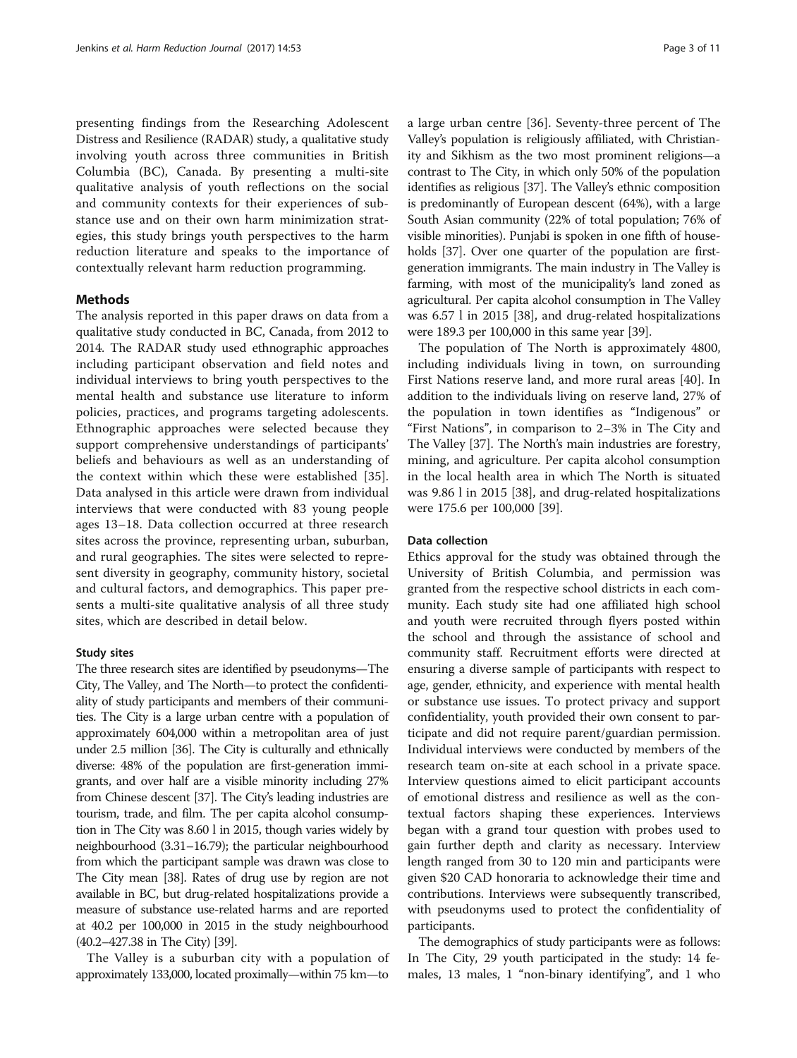presenting findings from the Researching Adolescent Distress and Resilience (RADAR) study, a qualitative study involving youth across three communities in British Columbia (BC), Canada. By presenting a multi-site qualitative analysis of youth reflections on the social and community contexts for their experiences of substance use and on their own harm minimization strategies, this study brings youth perspectives to the harm reduction literature and speaks to the importance of contextually relevant harm reduction programming.

## Methods

The analysis reported in this paper draws on data from a qualitative study conducted in BC, Canada, from 2012 to 2014. The RADAR study used ethnographic approaches including participant observation and field notes and individual interviews to bring youth perspectives to the mental health and substance use literature to inform policies, practices, and programs targeting adolescents. Ethnographic approaches were selected because they support comprehensive understandings of participants' beliefs and behaviours as well as an understanding of the context within which these were established [35]. Data analysed in this article were drawn from individual interviews that were conducted with 83 young people ages 13–18. Data collection occurred at three research sites across the province, representing urban, suburban, and rural geographies. The sites were selected to represent diversity in geography, community history, societal and cultural factors, and demographics. This paper presents a multi-site qualitative analysis of all three study sites, which are described in detail below.

### Study sites

The three research sites are identified by pseudonyms—The City, The Valley, and The North—to protect the confidentiality of study participants and members of their communities. The City is a large urban centre with a population of approximately 604,000 within a metropolitan area of just under 2.5 million [36]. The City is culturally and ethnically diverse: 48% of the population are first-generation immigrants, and over half are a visible minority including 27% from Chinese descent [37]. The City's leading industries are tourism, trade, and film. The per capita alcohol consumption in The City was 8.60 l in 2015, though varies widely by neighbourhood (3.31–16.79); the particular neighbourhood from which the participant sample was drawn was close to The City mean [38]. Rates of drug use by region are not available in BC, but drug-related hospitalizations provide a measure of substance use-related harms and are reported at 40.2 per 100,000 in 2015 in the study neighbourhood (40.2–427.38 in The City) [39].

The Valley is a suburban city with a population of approximately 133,000, located proximally—within 75 km—to a large urban centre [36]. Seventy-three percent of The Valley's population is religiously affiliated, with Christianity and Sikhism as the two most prominent religions—a contrast to The City, in which only 50% of the population identifies as religious [37]. The Valley's ethnic composition is predominantly of European descent (64%), with a large South Asian community (22% of total population; 76% of visible minorities). Punjabi is spoken in one fifth of households [37]. Over one quarter of the population are first-generation immigrants. The main industry in The Valley is farming, with most of the municipality's land zoned as agricultural. Per capita alcohol consumption in The Valley was 6.57 l in 2015 [38], and drug-related hospitalizations were 189.3 per 100,000 in this same year [39].

The population of The North is approximately 4800, including individuals living in town, on surrounding First Nations reserve land, and more rural areas [40]. In addition to the individuals living on reserve land, 27% of the population in town identifies as "Indigenous" or "First Nations", in comparison to 2–3% in The City and The Valley [37]. The North's main industries are forestry, mining, and agriculture. Per capita alcohol consumption in the local health area in which The North is situated was 9.86 l in 2015 [38], and drug-related hospitalizations were 175.6 per 100,000 [39].

### Data collection

Ethics approval for the study was obtained through the University of British Columbia, and permission was granted from the respective school districts in each community. Each study site had one affiliated high school and youth were recruited through flyers posted within the school and through the assistance of school and community staff. Recruitment efforts were directed at ensuring a diverse sample of participants with respect to age, gender, ethnicity, and experience with mental health or substance use issues. To protect privacy and support confidentiality, youth provided their own consent to participate and did not require parent/guardian permission. Individual interviews were conducted by members of the research team on-site at each school in a private space. Interview questions aimed to elicit participant accounts of emotional distress and resilience as well as the contextual factors shaping these experiences. Interviews began with a grand tour question with probes used to gain further depth and clarity as necessary. Interview length ranged from 30 to 120 min and participants were given \$20 CAD honoraria to acknowledge their time and contributions. Interviews were subsequently transcribed, with pseudonyms used to protect the confidentiality of participants.

The demographics of study participants were as follows: In The City, 29 youth participated in the study: 14 females, 13 males, 1 "non-binary identifying", and 1 who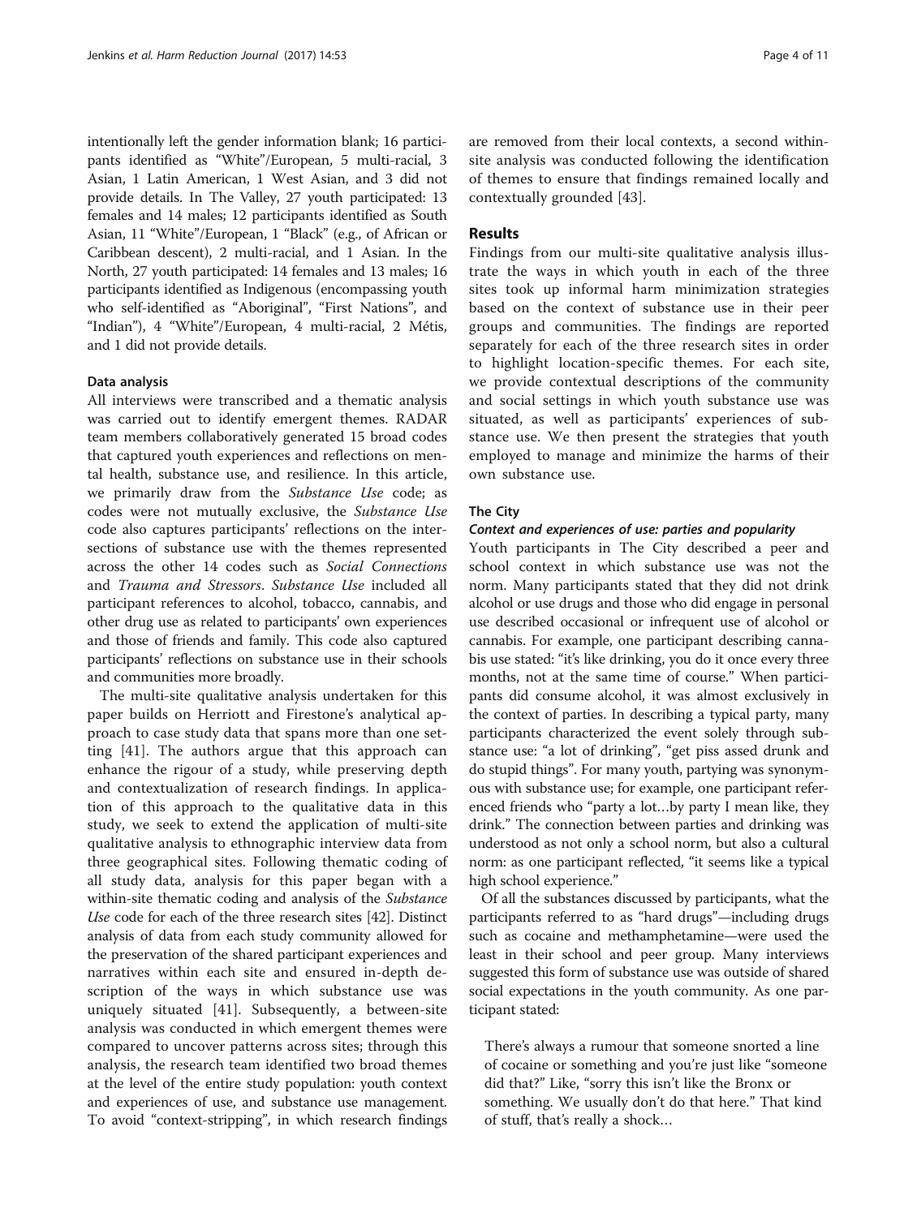intentionally left the gender information blank; 16 participants identified as "White"/European, 5 multi-racial, 3 Asian, 1 Latin American, 1 West Asian, and 3 did not provide details. In The Valley, 27 youth participated: 13 females and 14 males; 12 participants identified as South Asian, 11 "White"/European, 1 "Black" (e.g., of African or Caribbean descent), 2 multi-racial, and 1 Asian. In the North, 27 youth participated: 14 females and 13 males; 16 participants identified as Indigenous (encompassing youth who self-identified as "Aboriginal", "First Nations", and "Indian"), 4 "White"/European, 4 multi-racial, 2 Métis, and 1 did not provide details.

### Data analysis

All interviews were transcribed and a thematic analysis was carried out to identify emergent themes. RADAR team members collaboratively generated 15 broad codes that captured youth experiences and reflections on mental health, substance use, and resilience. In this article, we primarily draw from the *Substance Use* code; as codes were not mutually exclusive, the *Substance Use* code also captures participants' reflections on the intersections of substance use with the themes represented across the other 14 codes such as *Social Connections* and *Trauma and Stressors*. *Substance Use* included all participant references to alcohol, tobacco, cannabis, and other drug use as related to participants' own experiences and those of friends and family. This code also captured participants' reflections on substance use in their schools and communities more broadly.

The multi-site qualitative analysis undertaken for this paper builds on Herriott and Firestone's analytical approach to case study data that spans more than one setting [41]. The authors argue that this approach can enhance the rigour of a study, while preserving depth and contextualization of research findings. In application of this approach to the qualitative data in this study, we seek to extend the application of multi-site qualitative analysis to ethnographic interview data from three geographical sites. Following thematic coding of all study data, analysis for this paper began with a within-site thematic coding and analysis of the *Substance Use* code for each of the three research sites [42]. Distinct analysis of data from each study community allowed for the preservation of the shared participant experiences and narratives within each site and ensured in-depth description of the ways in which substance use was uniquely situated [41]. Subsequently, a between-site analysis was conducted in which emergent themes were compared to uncover patterns across sites; through this analysis, the research team identified two broad themes at the level of the entire study population: youth context and experiences of use, and substance use management. To avoid "context-stripping", in which research findings are removed from their local contexts, a second within-site analysis was conducted following the identification of themes to ensure that findings remained locally and contextually grounded [43].

## Results

Findings from our multi-site qualitative analysis illustrate the ways in which youth in each of the three sites took up informal harm minimization strategies based on the context of substance use in their peer groups and communities. The findings are reported separately for each of the three research sites in order to highlight location-specific themes. For each site, we provide contextual descriptions of the community and social settings in which youth substance use was situated, as well as participants' experiences of substance use. We then present the strategies that youth employed to manage and minimize the harms of their own substance use.

### The City

#### Context and experiences of use: parties and popularity

Youth participants in The City described a peer and school context in which substance use was not the norm. Many participants stated that they did not drink alcohol or use drugs and those who did engage in personal use described occasional or infrequent use of alcohol or cannabis. For example, one participant describing cannabis use stated: "it's like drinking, you do it once every three months, not at the same time of course." When participants did consume alcohol, it was almost exclusively in the context of parties. In describing a typical party, many participants characterized the event solely through substance use: "a lot of drinking", "get piss assed drunk and do stupid things". For many youth, partying was synonymous with substance use; for example, one participant referenced friends who "party a lot…by party I mean like, they drink." The connection between parties and drinking was understood as not only a school norm, but also a cultural norm: as one participant reflected, "it seems like a typical high school experience."

Of all the substances discussed by participants, what the participants referred to as "hard drugs"—including drugs such as cocaine and methamphetamine—were used the least in their school and peer group. Many interviews suggested this form of substance use was outside of shared social expectations in the youth community. As one participant stated:

> There's always a rumour that someone snorted a line of cocaine or something and you're just like "someone did that?" Like, "sorry this isn't like the Bronx or something. We usually don't do that here." That kind of stuff, that's really a shock…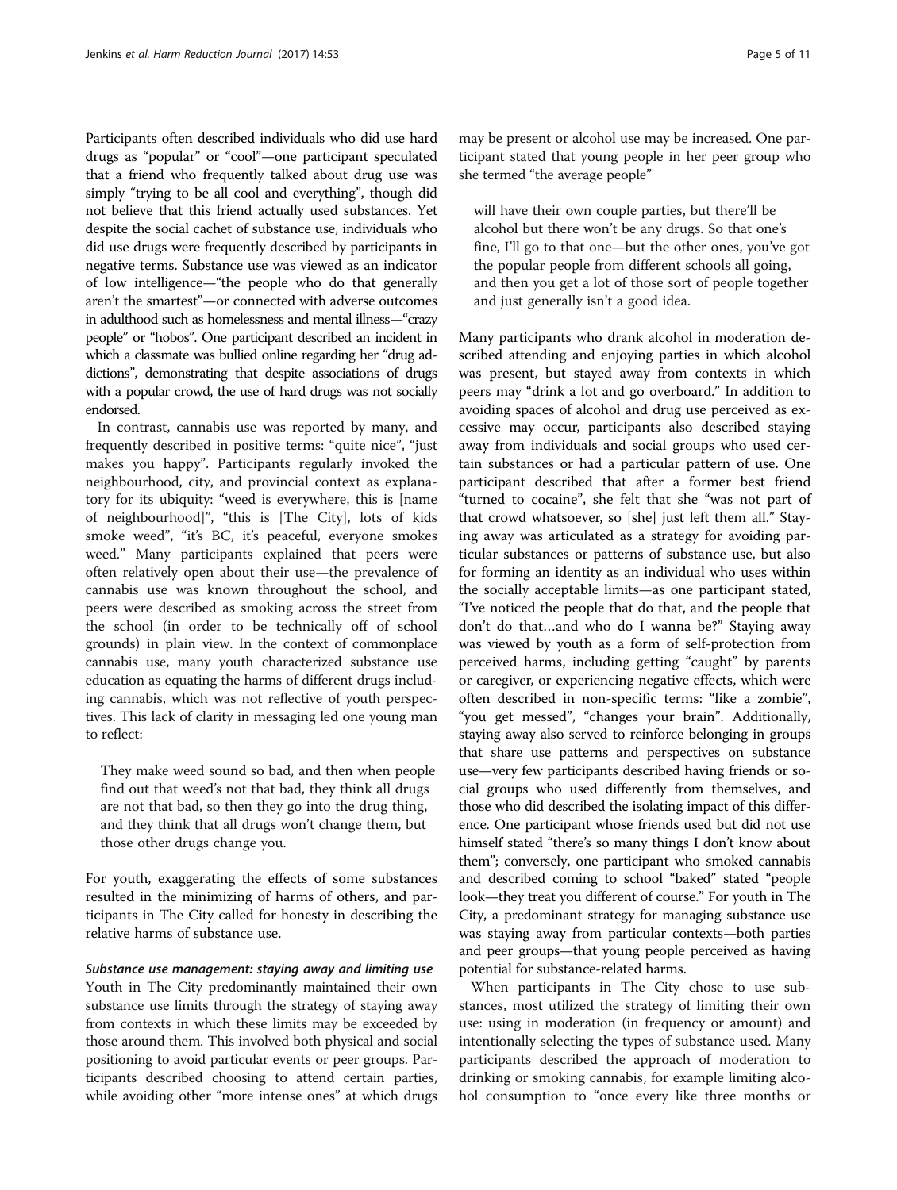Participants often described individuals who did use hard drugs as "popular" or "cool"—one participant speculated that a friend who frequently talked about drug use was simply "trying to be all cool and everything", though did not believe that this friend actually used substances. Yet despite the social cachet of substance use, individuals who did use drugs were frequently described by participants in negative terms. Substance use was viewed as an indicator of low intelligence—"the people who do that generally aren't the smartest"—or connected with adverse outcomes in adulthood such as homelessness and mental illness—"crazy people" or "hobos". One participant described an incident in which a classmate was bullied online regarding her "drug addictions", demonstrating that despite associations of drugs with a popular crowd, the use of hard drugs was not socially endorsed.

In contrast, cannabis use was reported by many, and frequently described in positive terms: "quite nice", "just makes you happy". Participants regularly invoked the neighbourhood, city, and provincial context as explanatory for its ubiquity: "weed is everywhere, this is [name of neighbourhood]", "this is [The City], lots of kids smoke weed", "it's BC, it's peaceful, everyone smokes weed." Many participants explained that peers were often relatively open about their use—the prevalence of cannabis use was known throughout the school, and peers were described as smoking across the street from the school (in order to be technically off of school grounds) in plain view. In the context of commonplace cannabis use, many youth characterized substance use education as equating the harms of different drugs including cannabis, which was not reflective of youth perspectives. This lack of clarity in messaging led one young man to reflect:

> They make weed sound so bad, and then when people find out that weed's not that bad, they think all drugs are not that bad, so then they go into the drug thing, and they think that all drugs won't change them, but those other drugs change you.

For youth, exaggerating the effects of some substances resulted in the minimizing of harms of others, and participants in The City called for honesty in describing the relative harms of substance use.

#### *Substance use management: staying away and limiting use*

Youth in The City predominantly maintained their own substance use limits through the strategy of staying away from contexts in which these limits may be exceeded by those around them. This involved both physical and social positioning to avoid particular events or peer groups. Participants described choosing to attend certain parties, while avoiding other "more intense ones" at which drugs may be present or alcohol use may be increased. One participant stated that young people in her peer group who she termed "the average people"

> will have their own couple parties, but there'll be alcohol but there won't be any drugs. So that one's fine, I'll go to that one—but the other ones, you've got the popular people from different schools all going, and then you get a lot of those sort of people together and just generally isn't a good idea.

Many participants who drank alcohol in moderation described attending and enjoying parties in which alcohol was present, but stayed away from contexts in which peers may "drink a lot and go overboard." In addition to avoiding spaces of alcohol and drug use perceived as excessive may occur, participants also described staying away from individuals and social groups who used certain substances or had a particular pattern of use. One participant described that after a former best friend "turned to cocaine", she felt that she "was not part of that crowd whatsoever, so [she] just left them all." Staying away was articulated as a strategy for avoiding particular substances or patterns of substance use, but also for forming an identity as an individual who uses within the socially acceptable limits—as one participant stated, "I've noticed the people that do that, and the people that don't do that…and who do I wanna be?" Staying away was viewed by youth as a form of self-protection from perceived harms, including getting "caught" by parents or caregiver, or experiencing negative effects, which were often described in non-specific terms: "like a zombie", "you get messed", "changes your brain". Additionally, staying away also served to reinforce belonging in groups that share use patterns and perspectives on substance use—very few participants described having friends or social groups who used differently from themselves, and those who did described the isolating impact of this difference. One participant whose friends used but did not use himself stated "there's so many things I don't know about them"; conversely, one participant who smoked cannabis and described coming to school "baked" stated "people look—they treat you different of course." For youth in The City, a predominant strategy for managing substance use was staying away from particular contexts—both parties and peer groups—that young people perceived as having potential for substance-related harms.

When participants in The City chose to use substances, most utilized the strategy of limiting their own use: using in moderation (in frequency or amount) and intentionally selecting the types of substance used. Many participants described the approach of moderation to drinking or smoking cannabis, for example limiting alcohol consumption to "once every like three months or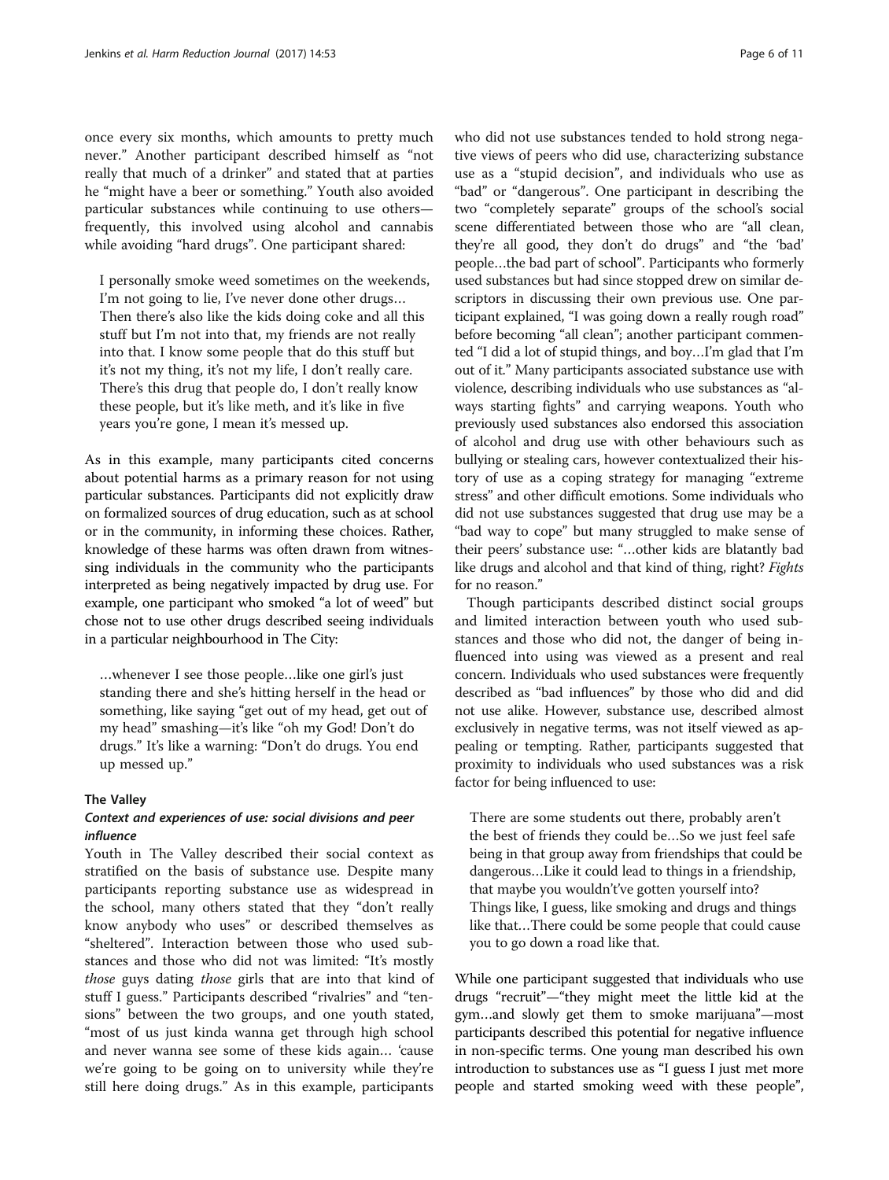once every six months, which amounts to pretty much never." Another participant described himself as "not really that much of a drinker" and stated that at parties he "might have a beer or something." Youth also avoided particular substances while continuing to use others—frequently, this involved using alcohol and cannabis while avoiding "hard drugs". One participant shared:

> I personally smoke weed sometimes on the weekends, I'm not going to lie, I've never done other drugs… Then there's also like the kids doing coke and all this stuff but I'm not into that, my friends are not really into that. I know some people that do this stuff but it's not my thing, it's not my life, I don't really care. There's this drug that people do, I don't really know these people, but it's like meth, and it's like in five years you're gone, I mean it's messed up.

As in this example, many participants cited concerns about potential harms as a primary reason for not using particular substances. Participants did not explicitly draw on formalized sources of drug education, such as at school or in the community, in informing these choices. Rather, knowledge of these harms was often drawn from witnessing individuals in the community who the participants interpreted as being negatively impacted by drug use. For example, one participant who smoked "a lot of weed" but chose not to use other drugs described seeing individuals in a particular neighbourhood in The City:

> …whenever I see those people…like one girl's just standing there and she's hitting herself in the head or something, like saying "get out of my head, get out of my head" smashing—it's like "oh my God! Don't do drugs." It's like a warning: "Don't do drugs. You end up messed up."

#### The Valley

##### *Context and experiences of use: social divisions and peer influence*

Youth in The Valley described their social context as stratified on the basis of substance use. Despite many participants reporting substance use as widespread in the school, many others stated that they "don't really know anybody who uses" or described themselves as "sheltered". Interaction between those who used substances and those who did not was limited: "It's mostly *those* guys dating *those* girls that are into that kind of stuff I guess." Participants described "rivalries" and "tensions" between the two groups, and one youth stated, "most of us just kinda wanna get through high school and never wanna see some of these kids again… 'cause we're going to be going on to university while they're still here doing drugs." As in this example, participants who did not use substances tended to hold strong negative views of peers who did use, characterizing substance use as a "stupid decision", and individuals who use as "bad" or "dangerous". One participant in describing the two "completely separate" groups of the school's social scene differentiated between those who are "all clean, they're all good, they don't do drugs" and "the 'bad' people…the bad part of school". Participants who formerly used substances but had since stopped drew on similar descriptors in discussing their own previous use. One participant explained, "I was going down a really rough road" before becoming "all clean"; another participant commented "I did a lot of stupid things, and boy…I'm glad that I'm out of it." Many participants associated substance use with violence, describing individuals who use substances as "always starting fights" and carrying weapons. Youth who previously used substances also endorsed this association of alcohol and drug use with other behaviours such as bullying or stealing cars, however contextualized their history of use as a coping strategy for managing "extreme stress" and other difficult emotions. Some individuals who did not use substances suggested that drug use may be a "bad way to cope" but many struggled to make sense of their peers' substance use: "…other kids are blatantly bad like drugs and alcohol and that kind of thing, right? *Fights* for no reason."

Though participants described distinct social groups and limited interaction between youth who used substances and those who did not, the danger of being influenced into using was viewed as a present and real concern. Individuals who used substances were frequently described as "bad influences" by those who did and did not use alike. However, substance use, described almost exclusively in negative terms, was not itself viewed as appealing or tempting. Rather, participants suggested that proximity to individuals who used substances was a risk factor for being influenced to use:

> There are some students out there, probably aren't the best of friends they could be…So we just feel safe being in that group away from friendships that could be dangerous…Like it could lead to things in a friendship, that maybe you wouldn't've gotten yourself into? Things like, I guess, like smoking and drugs and things like that…There could be some people that could cause you to go down a road like that.

While one participant suggested that individuals who use drugs "recruit"—"they might meet the little kid at the gym…and slowly get them to smoke marijuana"—most participants described this potential for negative influence in non-specific terms. One young man described his own introduction to substances use as "I guess I just met more people and started smoking weed with these people",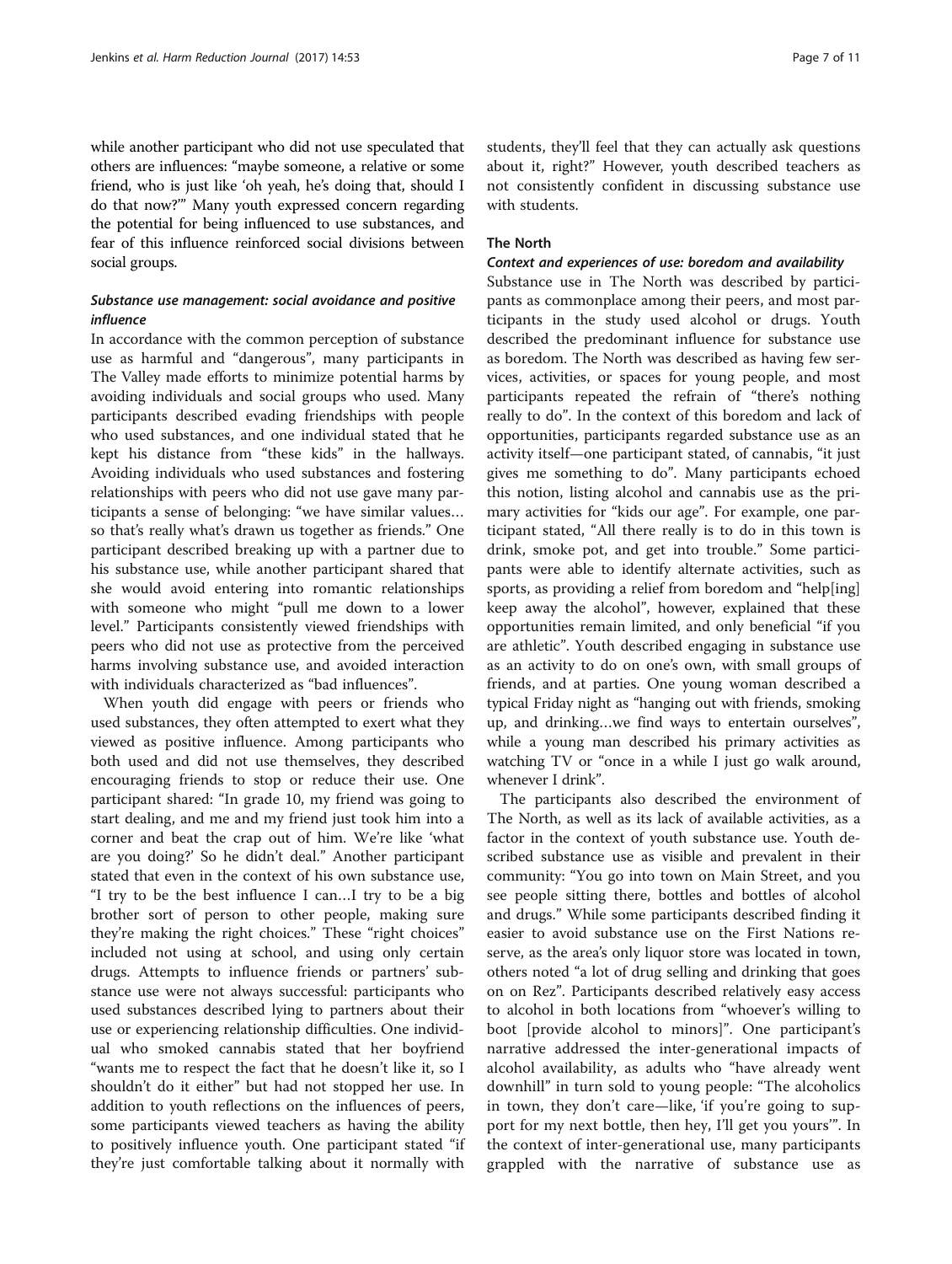while another participant who did not use speculated that others are influences: "maybe someone, a relative or some friend, who is just like 'oh yeah, he's doing that, should I do that now?'" Many youth expressed concern regarding the potential for being influenced to use substances, and fear of this influence reinforced social divisions between social groups.

#### *Substance use management: social avoidance and positive influence*

In accordance with the common perception of substance use as harmful and "dangerous", many participants in The Valley made efforts to minimize potential harms by avoiding individuals and social groups who used. Many participants described evading friendships with people who used substances, and one individual stated that he kept his distance from "these kids" in the hallways. Avoiding individuals who used substances and fostering relationships with peers who did not use gave many participants a sense of belonging: "we have similar values… so that's really what's drawn us together as friends." One participant described breaking up with a partner due to his substance use, while another participant shared that she would avoid entering into romantic relationships with someone who might "pull me down to a lower level." Participants consistently viewed friendships with peers who did not use as protective from the perceived harms involving substance use, and avoided interaction with individuals characterized as "bad influences".

When youth did engage with peers or friends who used substances, they often attempted to exert what they viewed as positive influence. Among participants who both used and did not use themselves, they described encouraging friends to stop or reduce their use. One participant shared: "In grade 10, my friend was going to start dealing, and me and my friend just took him into a corner and beat the crap out of him. We're like 'what are you doing?' So he didn't deal." Another participant stated that even in the context of his own substance use, "I try to be the best influence I can…I try to be a big brother sort of person to other people, making sure they're making the right choices." These "right choices" included not using at school, and using only certain drugs. Attempts to influence friends or partners' substance use were not always successful: participants who used substances described lying to partners about their use or experiencing relationship difficulties. One individual who smoked cannabis stated that her boyfriend "wants me to respect the fact that he doesn't like it, so I shouldn't do it either" but had not stopped her use. In addition to youth reflections on the influences of peers, some participants viewed teachers as having the ability to positively influence youth. One participant stated "if they're just comfortable talking about it normally with students, they'll feel that they can actually ask questions about it, right?" However, youth described teachers as not consistently confident in discussing substance use with students.

### The North

#### *Context and experiences of use: boredom and availability*

Substance use in The North was described by participants as commonplace among their peers, and most participants in the study used alcohol or drugs. Youth described the predominant influence for substance use as boredom. The North was described as having few services, activities, or spaces for young people, and most participants repeated the refrain of "there's nothing really to do". In the context of this boredom and lack of opportunities, participants regarded substance use as an activity itself—one participant stated, of cannabis, "it just gives me something to do". Many participants echoed this notion, listing alcohol and cannabis use as the primary activities for "kids our age". For example, one participant stated, "All there really is to do in this town is drink, smoke pot, and get into trouble." Some participants were able to identify alternate activities, such as sports, as providing a relief from boredom and "help[ing] keep away the alcohol", however, explained that these opportunities remain limited, and only beneficial "if you are athletic". Youth described engaging in substance use as an activity to do on one's own, with small groups of friends, and at parties. One young woman described a typical Friday night as "hanging out with friends, smoking up, and drinking…we find ways to entertain ourselves", while a young man described his primary activities as watching TV or "once in a while I just go walk around, whenever I drink".

The participants also described the environment of The North, as well as its lack of available activities, as a factor in the context of youth substance use. Youth described substance use as visible and prevalent in their community: "You go into town on Main Street, and you see people sitting there, bottles and bottles of alcohol and drugs." While some participants described finding it easier to avoid substance use on the First Nations reserve, as the area's only liquor store was located in town, others noted "a lot of drug selling and drinking that goes on on Rez". Participants described relatively easy access to alcohol in both locations from "whoever's willing to boot [provide alcohol to minors]". One participant's narrative addressed the inter-generational impacts of alcohol availability, as adults who "have already went downhill" in turn sold to young people: "The alcoholics in town, they don't care—like, 'if you're going to support for my next bottle, then hey, I'll get you yours'". In the context of inter-generational use, many participants grappled with the narrative of substance use as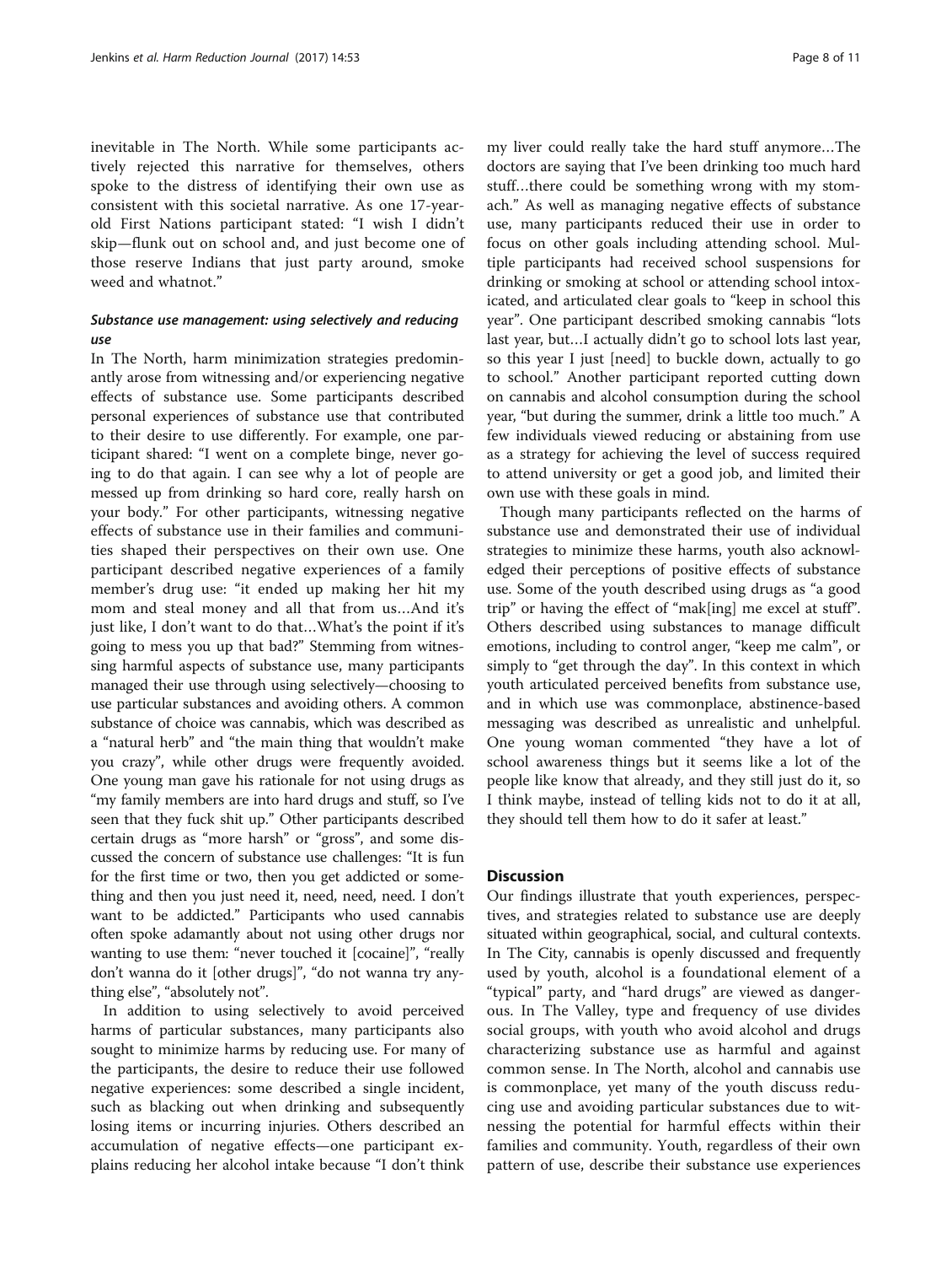inevitable in The North. While some participants actively rejected this narrative for themselves, others spoke to the distress of identifying their own use as consistent with this societal narrative. As one 17-year-old First Nations participant stated: "I wish I didn't skip—flunk out on school and, and just become one of those reserve Indians that just party around, smoke weed and whatnot."

### *Substance use management: using selectively and reducing use*

In The North, harm minimization strategies predominantly arose from witnessing and/or experiencing negative effects of substance use. Some participants described personal experiences of substance use that contributed to their desire to use differently. For example, one participant shared: "I went on a complete binge, never going to do that again. I can see why a lot of people are messed up from drinking so hard core, really harsh on your body." For other participants, witnessing negative effects of substance use in their families and communities shaped their perspectives on their own use. One participant described negative experiences of a family member's drug use: "it ended up making her hit my mom and steal money and all that from us…And it's just like, I don't want to do that…What's the point if it's going to mess you up that bad?" Stemming from witnessing harmful aspects of substance use, many participants managed their use through using selectively—choosing to use particular substances and avoiding others. A common substance of choice was cannabis, which was described as a "natural herb" and "the main thing that wouldn't make you crazy", while other drugs were frequently avoided. One young man gave his rationale for not using drugs as "my family members are into hard drugs and stuff, so I've seen that they fuck shit up." Other participants described certain drugs as "more harsh" or "gross", and some discussed the concern of substance use challenges: "It is fun for the first time or two, then you get addicted or something and then you just need it, need, need, need. I don't want to be addicted." Participants who used cannabis often spoke adamantly about not using other drugs nor wanting to use them: "never touched it [cocaine]", "really don't wanna do it [other drugs]", "do not wanna try anything else", "absolutely not".

In addition to using selectively to avoid perceived harms of particular substances, many participants also sought to minimize harms by reducing use. For many of the participants, the desire to reduce their use followed negative experiences: some described a single incident, such as blacking out when drinking and subsequently losing items or incurring injuries. Others described an accumulation of negative effects—one participant explains reducing her alcohol intake because "I don't think my liver could really take the hard stuff anymore…The doctors are saying that I've been drinking too much hard stuff…there could be something wrong with my stomach." As well as managing negative effects of substance use, many participants reduced their use in order to focus on other goals including attending school. Multiple participants had received school suspensions for drinking or smoking at school or attending school intoxicated, and articulated clear goals to "keep in school this year". One participant described smoking cannabis "lots last year, but…I actually didn't go to school lots last year, so this year I just [need] to buckle down, actually to go to school." Another participant reported cutting down on cannabis and alcohol consumption during the school year, "but during the summer, drink a little too much." A few individuals viewed reducing or abstaining from use as a strategy for achieving the level of success required to attend university or get a good job, and limited their own use with these goals in mind.

Though many participants reflected on the harms of substance use and demonstrated their use of individual strategies to minimize these harms, youth also acknowledged their perceptions of positive effects of substance use. Some of the youth described using drugs as "a good trip" or having the effect of "mak[ing] me excel at stuff". Others described using substances to manage difficult emotions, including to control anger, "keep me calm", or simply to "get through the day". In this context in which youth articulated perceived benefits from substance use, and in which use was commonplace, abstinence-based messaging was described as unrealistic and unhelpful. One young woman commented "they have a lot of school awareness things but it seems like a lot of the people like know that already, and they still just do it, so I think maybe, instead of telling kids not to do it at all, they should tell them how to do it safer at least."

## Discussion

Our findings illustrate that youth experiences, perspectives, and strategies related to substance use are deeply situated within geographical, social, and cultural contexts. In The City, cannabis is openly discussed and frequently used by youth, alcohol is a foundational element of a "typical" party, and "hard drugs" are viewed as dangerous. In The Valley, type and frequency of use divides social groups, with youth who avoid alcohol and drugs characterizing substance use as harmful and against common sense. In The North, alcohol and cannabis use is commonplace, yet many of the youth discuss reducing use and avoiding particular substances due to witnessing the potential for harmful effects within their families and community. Youth, regardless of their own pattern of use, describe their substance use experiences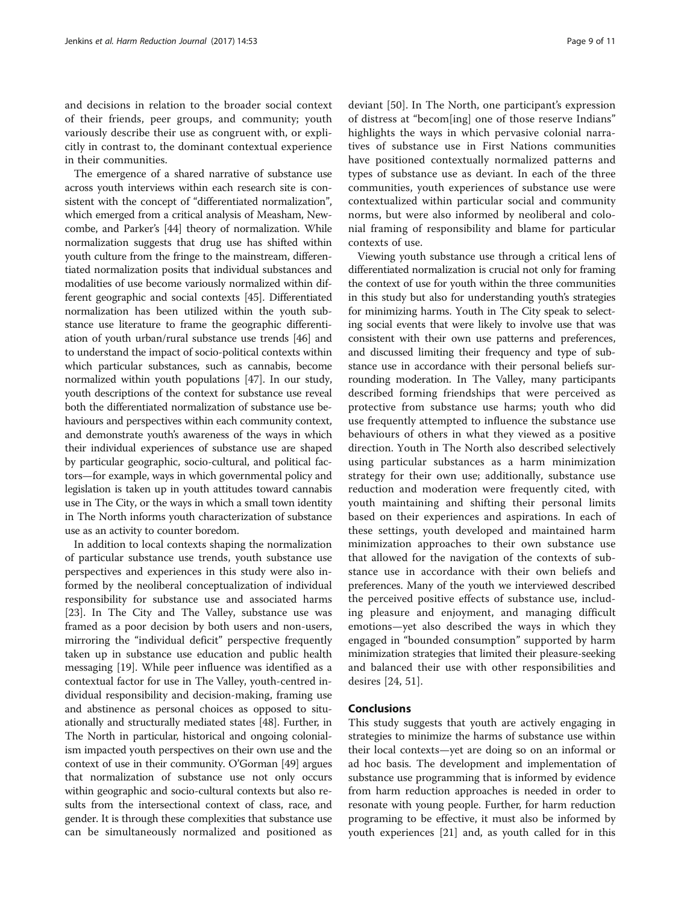and decisions in relation to the broader social context of their friends, peer groups, and community; youth variously describe their use as congruent with, or explicitly in contrast to, the dominant contextual experience in their communities.

The emergence of a shared narrative of substance use across youth interviews within each research site is consistent with the concept of "differentiated normalization", which emerged from a critical analysis of Measham, Newcombe, and Parker's [44] theory of normalization. While normalization suggests that drug use has shifted within youth culture from the fringe to the mainstream, differentiated normalization posits that individual substances and modalities of use become variously normalized within different geographic and social contexts [45]. Differentiated normalization has been utilized within the youth substance use literature to frame the geographic differentiation of youth urban/rural substance use trends [46] and to understand the impact of socio-political contexts within which particular substances, such as cannabis, become normalized within youth populations [47]. In our study, youth descriptions of the context for substance use reveal both the differentiated normalization of substance use behaviours and perspectives within each community context, and demonstrate youth's awareness of the ways in which their individual experiences of substance use are shaped by particular geographic, socio-cultural, and political factors—for example, ways in which governmental policy and legislation is taken up in youth attitudes toward cannabis use in The City, or the ways in which a small town identity in The North informs youth characterization of substance use as an activity to counter boredom.

In addition to local contexts shaping the normalization of particular substance use trends, youth substance use perspectives and experiences in this study were also informed by the neoliberal conceptualization of individual responsibility for substance use and associated harms [23]. In The City and The Valley, substance use was framed as a poor decision by both users and non-users, mirroring the "individual deficit" perspective frequently taken up in substance use education and public health messaging [19]. While peer influence was identified as a contextual factor for use in The Valley, youth-centred individual responsibility and decision-making, framing use and abstinence as personal choices as opposed to situationally and structurally mediated states [48]. Further, in The North in particular, historical and ongoing colonialism impacted youth perspectives on their own use and the context of use in their community. O'Gorman [49] argues that normalization of substance use not only occurs within geographic and socio-cultural contexts but also results from the intersectional context of class, race, and gender. It is through these complexities that substance use can be simultaneously normalized and positioned as deviant [50]. In The North, one participant's expression of distress at "becom[ing] one of those reserve Indians" highlights the ways in which pervasive colonial narratives of substance use in First Nations communities have positioned contextually normalized patterns and types of substance use as deviant. In each of the three communities, youth experiences of substance use were contextualized within particular social and community norms, but were also informed by neoliberal and colonial framing of responsibility and blame for particular contexts of use.

Viewing youth substance use through a critical lens of differentiated normalization is crucial not only for framing the context of use for youth within the three communities in this study but also for understanding youth's strategies for minimizing harms. Youth in The City speak to selecting social events that were likely to involve use that was consistent with their own use patterns and preferences, and discussed limiting their frequency and type of substance use in accordance with their personal beliefs surrounding moderation. In The Valley, many participants described forming friendships that were perceived as protective from substance use harms; youth who did use frequently attempted to influence the substance use behaviours of others in what they viewed as a positive direction. Youth in The North also described selectively using particular substances as a harm minimization strategy for their own use; additionally, substance use reduction and moderation were frequently cited, with youth maintaining and shifting their personal limits based on their experiences and aspirations. In each of these settings, youth developed and maintained harm minimization approaches to their own substance use that allowed for the navigation of the contexts of substance use in accordance with their own beliefs and preferences. Many of the youth we interviewed described the perceived positive effects of substance use, including pleasure and enjoyment, and managing difficult emotions—yet also described the ways in which they engaged in "bounded consumption" supported by harm minimization strategies that limited their pleasure-seeking and balanced their use with other responsibilities and desires [24, 51].

## Conclusions

This study suggests that youth are actively engaging in strategies to minimize the harms of substance use within their local contexts—yet are doing so on an informal or ad hoc basis. The development and implementation of substance use programming that is informed by evidence from harm reduction approaches is needed in order to resonate with young people. Further, for harm reduction programing to be effective, it must also be informed by youth experiences [21] and, as youth called for in this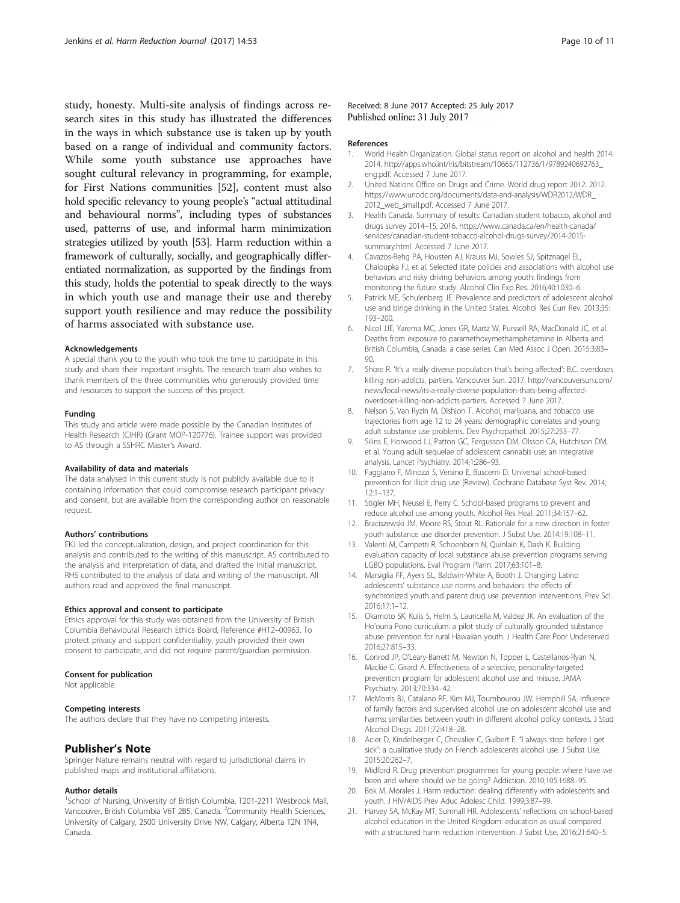study, honesty. Multi-site analysis of findings across research sites in this study has illustrated the differences in the ways in which substance use is taken up by youth based on a range of individual and community factors. While some youth substance use approaches have sought cultural relevancy in programming, for example, for First Nations communities [52], content must also hold specific relevancy to young people's "actual attitudinal and behavioural norms", including types of substances used, patterns of use, and informal harm minimization strategies utilized by youth [53]. Harm reduction within a framework of culturally, socially, and geographically differentiated normalization, as supported by the findings from this study, holds the potential to speak directly to the ways in which youth use and manage their use and thereby support youth resilience and may reduce the possibility of harms associated with substance use.

#### Acknowledgements

A special thank you to the youth who took the time to participate in this study and share their important insights. The research team also wishes to thank members of the three communities who generously provided time and resources to support the success of this project.

#### Funding

This study and article were made possible by the Canadian Institutes of Health Research (CIHR) (Grant MOP-120776). Trainee support was provided to AS through a SSHRC Master's Award.

#### Availability of data and materials

The data analysed in this current study is not publicly available due to it containing information that could compromise research participant privacy and consent, but are available from the corresponding author on reasonable request.

#### Authors' contributions

EKJ led the conceptualization, design, and project coordination for this analysis and contributed to the writing of this manuscript. AS contributed to the analysis and interpretation of data, and drafted the initial manuscript. RHS contributed to the analysis of data and writing of the manuscript. All authors read and approved the final manuscript.

#### Ethics approval and consent to participate

Ethics approval for this study was obtained from the University of British Columbia Behavioural Research Ethics Board, Reference #H12–00963. To protect privacy and support confidentiality, youth provided their own consent to participate, and did not require parent/guardian permission.

#### Consent for publication

Not applicable.

#### Competing interests

The authors declare that they have no competing interests.

## Publisher's Note

Springer Nature remains neutral with regard to jurisdictional claims in published maps and institutional affiliations.

#### Author details

[1]School of Nursing, University of British Columbia, T201-2211 Wesbrook Mall, Vancouver, British Columbia V6T 2B5, Canada. [2]Community Health Sciences, University of Calgary, 2500 University Drive NW, Calgary, Alberta T2N 1N4, Canada.

Received: 8 June 2017 Accepted: 25 July 2017
Published online: 31 July 2017

#### References

1. World Health Organization. Global status report on alcohol and health 2014. 2014. http://apps.who.int/iris/bitstream/10665/112736/1/9789240692763_eng.pdf. Accessed 7 June 2017.
2. United Nations Office on Drugs and Crime. World drug report 2012. 2012. https://www.unodc.org/documents/data-and-analysis/WDR2012/WDR_2012_web_small.pdf. Accessed 7 June 2017.
3. Health Canada. Summary of results: Canadian student tobacco, alcohol and drugs survey 2014–15. 2016. https://www.canada.ca/en/health-canada/services/canadian-student-tobacco-alcohol-drugs-survey/2014-2015-summary.html. Accessed 7 June 2017.
4. Cavazos-Rehg PA, Housten AJ, Krauss MJ, Sowles SJ, Spitznagel EL, Chaloupka FJ, et al. Selected state policies and associations with alcohol use behaviors and risky driving behaviors among youth: findings from monitoring the future study. Alcohol Clin Exp Res. 2016;40:1030–6.
5. Patrick ME, Schulenberg JE. Prevalence and predictors of adolescent alcohol use and binge drinking in the United States. Alcohol Res Curr Rev. 2013;35:193–200.
6. Nicol JJE, Yarema MC, Jones GR, Martz W, Purssell RA, MacDonald JC, et al. Deaths from exposure to paramethoxymethamphetamine in Alberta and British Columbia, Canada: a case series. Can Med Assoc J Open. 2015;3:83–90.
7. Shore R. 'It's a really diverse population that's being affected': B.C. overdoses killing non-addicts, partiers. Vancouver Sun. 2017. http://vancouversun.com/news/local-news/its-a-really-diverse-population-thats-being-affected-overdoses-killing-non-addicts-partiers. Accessed 7 June 2017.
8. Nelson S, Van Ryzin M, Dishion T. Alcohol, marijuana, and tobacco use trajectories from age 12 to 24 years: demographic correlates and young adult substance use problems. Dev Psychopathol. 2015;27:253–77.
9. Silins E, Horwood LJ, Patton GC, Fergusson DM, Olsson CA, Hutchinson DM, et al. Young adult sequelae of adolescent cannabis use: an integrative analysis. Lancet Psychiatry. 2014;1:286–93.
10. Faggiano F, Minozzi S, Versino E, Buscemi D. Universal school-based prevention for illicit drug use (Review). Cochrane Database Syst Rev. 2014;12:1–137.
11. Stigler MH, Neusel E, Perry C. School-based programs to prevent and reduce alcohol use among youth. Alcohol Res Heal. 2011;34:157–62.
12. Braciszewski JM, Moore RS, Stout RL. Rationale for a new direction in foster youth substance use disorder prevention. J Subst Use. 2014;19:108–11.
13. Valenti M, Campetti R, Schoenborn N, Quinlain K, Dash K. Building evaluation capacity of local substance abuse prevention programs serving LGBQ populations. Eval Program Plann. 2017;63:101–8.
14. Marsiglia FF, Ayers SL, Baldwin-White A, Booth J. Changing Latino adolescents' substance use norms and behaviors: the effects of synchronized youth and parent drug use prevention interventions. Prev Sci. 2016;17:1–12.
15. Okamoto SK, Kulis S, Helm S, Lauricella M, Valdez JK. An evaluation of the Ho'ouna Pono curriculum: a pilot study of culturally grounded substance abuse prevention for rural Hawaiian youth. J Health Care Poor Undeserved. 2016;27:815–33.
16. Conrod JP, O'Leary-Barrett M, Newton N, Topper L, Castellanos-Ryan N, Mackie C, Girard A. Effectiveness of a selective, personality-targeted prevention program for adolescent alcohol use and misuse. JAMA Psychiatry. 2013;70:334–42.
17. McMorris BJ, Catalano RF, Kim MJ, Toumbourou JW, Hemphill SA. Influence of family factors and supervised alcohol use on adolescent alcohol use and harms: similarities between youth in different alcohol policy contexts. J Stud Alcohol Drugs. 2011;72:418–28.
18. Acier D, Kindelberger C, Chevalier C, Guibert E. "I always stop before I get sick": a qualitative study on French adolescents alcohol use. J Subst Use. 2015;20:262–7.
19. Midford R. Drug prevention programmes for young people: where have we been and where should we be going? Addiction. 2010;105:1688–95.
20. Bok M, Morales J. Harm reduction: dealing differently with adolescents and youth. J HIV/AIDS Prev Aduc Adolesc Child. 1999;3:87–99.
21. Harvey SA, McKay MT, Sumnall HR. Adolescents' reflections on school-based alcohol education in the United Kingdom: education as usual compared with a structured harm reduction intervention. J Subst Use. 2016;21:640–5.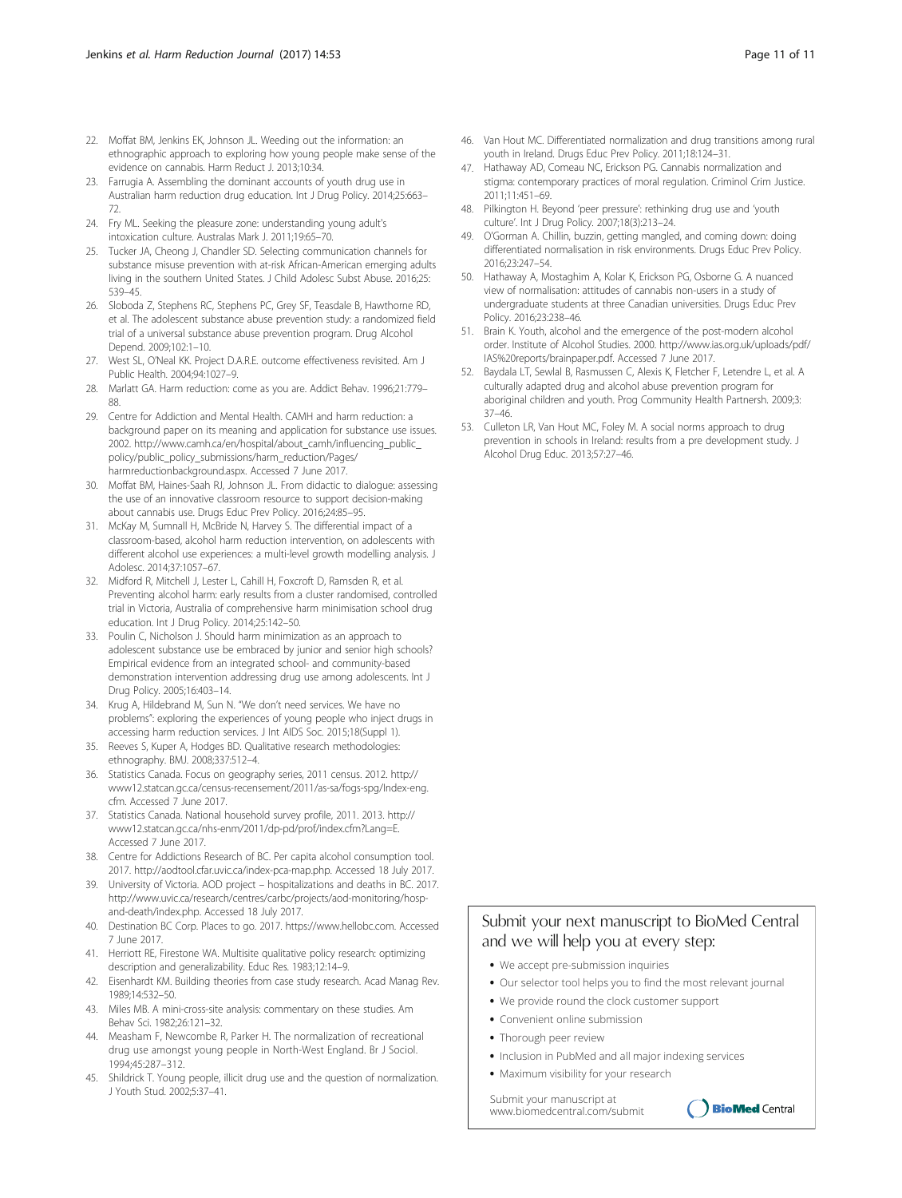22. Moffat BM, Jenkins EK, Johnson JL. Weeding out the information: an ethnographic approach to exploring how young people make sense of the evidence on cannabis. Harm Reduct J. 2013;10:34.
23. Farrugia A. Assembling the dominant accounts of youth drug use in Australian harm reduction drug education. Int J Drug Policy. 2014;25:663–72.
24. Fry ML. Seeking the pleasure zone: understanding young adult's intoxication culture. Australas Mark J. 2011;19:65–70.
25. Tucker JA, Cheong J, Chandler SD. Selecting communication channels for substance misuse prevention with at-risk African-American emerging adults living in the southern United States. J Child Adolesc Subst Abuse. 2016;25:539–45.
26. Sloboda Z, Stephens RC, Stephens PC, Grey SF, Teasdale B, Hawthorne RD, et al. The adolescent substance abuse prevention study: a randomized field trial of a universal substance abuse prevention program. Drug Alcohol Depend. 2009;102:1–10.
27. West SL, O'Neal KK. Project D.A.R.E. outcome effectiveness revisited. Am J Public Health. 2004;94:1027–9.
28. Marlatt GA. Harm reduction: come as you are. Addict Behav. 1996;21:779–88.
29. Centre for Addiction and Mental Health. CAMH and harm reduction: a background paper on its meaning and application for substance use issues. 2002. http://www.camh.ca/en/hospital/about_camh/influencing_public_policy/public_policy_submissions/harm_reduction/Pages/harmreductionbackground.aspx. Accessed 7 June 2017.
30. Moffat BM, Haines-Saah RJ, Johnson JL. From didactic to dialogue: assessing the use of an innovative classroom resource to support decision-making about cannabis use. Drugs Educ Prev Policy. 2016;24:85–95.
31. McKay M, Sumnall H, McBride N, Harvey S. The differential impact of a classroom-based, alcohol harm reduction intervention, on adolescents with different alcohol use experiences: a multi-level growth modelling analysis. J Adolesc. 2014;37:1057–67.
32. Midford R, Mitchell J, Lester L, Cahill H, Foxcroft D, Ramsden R, et al. Preventing alcohol harm: early results from a cluster randomised, controlled trial in Victoria, Australia of comprehensive harm minimisation school drug education. Int J Drug Policy. 2014;25:142–50.
33. Poulin C, Nicholson J. Should harm minimization as an approach to adolescent substance use be embraced by junior and senior high schools? Empirical evidence from an integrated school- and community-based demonstration intervention addressing drug use among adolescents. Int J Drug Policy. 2005;16:403–14.
34. Krug A, Hildebrand M, Sun N. "We don't need services. We have no problems": exploring the experiences of young people who inject drugs in accessing harm reduction services. J Int AIDS Soc. 2015;18(Suppl 1).
35. Reeves S, Kuper A, Hodges BD. Qualitative research methodologies: ethnography. BMJ. 2008;337:512–4.
36. Statistics Canada. Focus on geography series, 2011 census. 2012. http://www12.statcan.gc.ca/census-recensement/2011/as-sa/fogs-spg/Index-eng.cfm. Accessed 7 June 2017.
37. Statistics Canada. National household survey profile, 2011. 2013. http://www12.statcan.gc.ca/nhs-enm/2011/dp-pd/prof/index.cfm?Lang=E. Accessed 7 June 2017.
38. Centre for Addictions Research of BC. Per capita alcohol consumption tool. 2017. http://aodtool.cfar.uvic.ca/index-pca-map.php. Accessed 18 July 2017.
39. University of Victoria. AOD project – hospitalizations and deaths in BC. 2017. http://www.uvic.ca/research/centres/carbc/projects/aod-monitoring/hosp-and-death/index.php. Accessed 18 July 2017.
40. Destination BC Corp. Places to go. 2017. https://www.hellobc.com. Accessed 7 June 2017.
41. Herriott RE, Firestone WA. Multisite qualitative policy research: optimizing description and generalizability. Educ Res. 1983;12:14–9.
42. Eisenhardt KM. Building theories from case study research. Acad Manag Rev. 1989;14:532–50.
43. Miles MB. A mini-cross-site analysis: commentary on these studies. Am Behav Sci. 1982;26:121–32.
44. Measham F, Newcombe R, Parker H. The normalization of recreational drug use amongst young people in North-West England. Br J Sociol. 1994;45:287–312.
45. Shildrick T. Young people, illicit drug use and the question of normalization. J Youth Stud. 2002;5:37–41.
46. Van Hout MC. Differentiated normalization and drug transitions among rural youth in Ireland. Drugs Educ Prev Policy. 2011;18:124–31.
47. Hathaway AD, Comeau NC, Erickson PG. Cannabis normalization and stigma: contemporary practices of moral regulation. Criminol Crim Justice. 2011;11:451–69.
48. Pilkington H. Beyond 'peer pressure': rethinking drug use and 'youth culture'. Int J Drug Policy. 2007;18(3):213–24.
49. O'Gorman A. Chillin, buzzin, getting mangled, and coming down: doing differentiated normalisation in risk environments. Drugs Educ Prev Policy. 2016;23:247–54.
50. Hathaway A, Mostaghim A, Kolar K, Erickson PG, Osborne G. A nuanced view of normalisation: attitudes of cannabis non-users in a study of undergraduate students at three Canadian universities. Drugs Educ Prev Policy. 2016;23:238–46.
51. Brain K. Youth, alcohol and the emergence of the post-modern alcohol order. Institute of Alcohol Studies. 2000. http://www.ias.org.uk/uploads/pdf/IAS%20reports/brainpaper.pdf. Accessed 7 June 2017.
52. Baydala LT, Sewlal B, Rasmussen C, Alexis K, Fletcher F, Letendre L, et al. A culturally adapted drug and alcohol abuse prevention program for aboriginal children and youth. Prog Community Health Partnersh. 2009;3:37–46.
53. Culleton LR, Van Hout MC, Foley M. A social norms approach to drug prevention in schools in Ireland: results from a pre development study. J Alcohol Drug Educ. 2013;57:27–46.

Submit your next manuscript to BioMed Central and we will help you at every step:

- We accept pre-submission inquiries
- Our selector tool helps you to find the most relevant journal
- We provide round the clock customer support
- Convenient online submission
- Thorough peer review
- Inclusion in PubMed and all major indexing services
- Maximum visibility for your research

Submit your manuscript at
www.biomedcentral.com/submit

BioMed Central